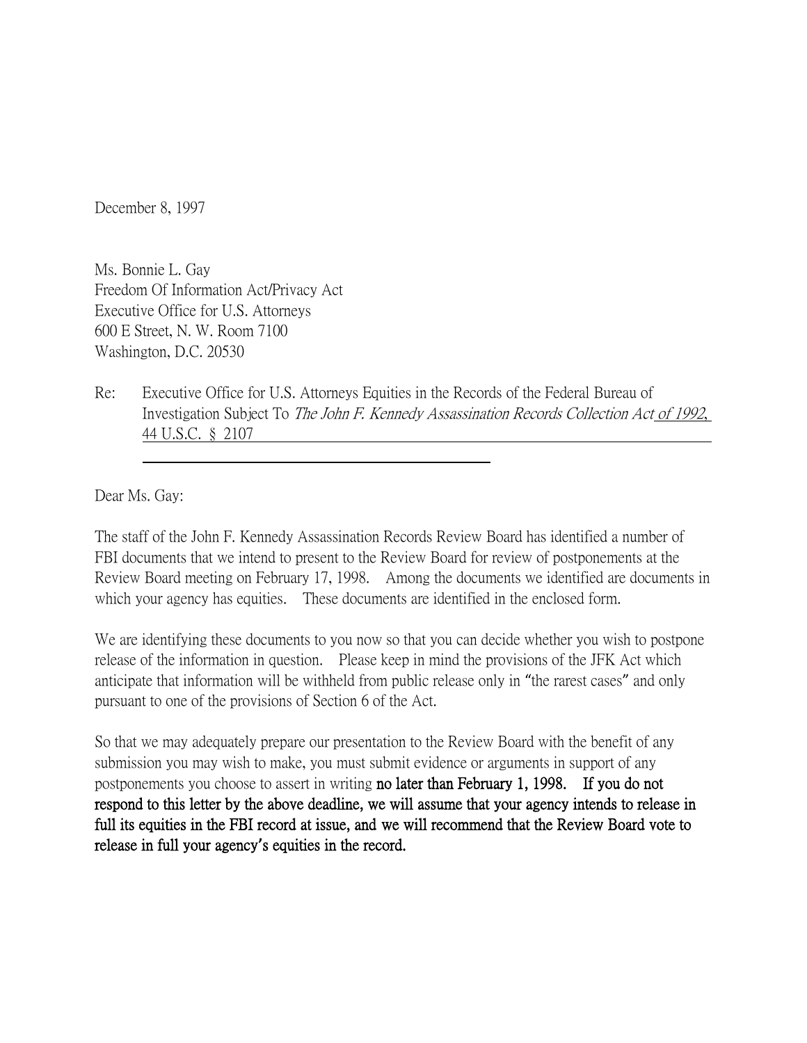December 8, 1997

Ms. Bonnie L. Gay
Freedom Of Information Act/Privacy Act
Executive Office for U.S. Attorneys
600 E Street, N. W. Room 7100
Washington, D.C. 20530

Re: Executive Office for U.S. Attorneys Equities in the Records of the Federal Bureau of Investigation Subject To *The John F. Kennedy Assassination Records Collection Act* of 1992, 44 U.S.C. § 2107

Dear Ms. Gay:

The staff of the John F. Kennedy Assassination Records Review Board has identified a number of FBI documents that we intend to present to the Review Board for review of postponements at the Review Board meeting on February 17, 1998. Among the documents we identified are documents in which your agency has equities. These documents are identified in the enclosed form.

We are identifying these documents to you now so that you can decide whether you wish to postpone release of the information in question. Please keep in mind the provisions of the JFK Act which anticipate that information will be withheld from public release only in "the rarest cases" and only pursuant to one of the provisions of Section 6 of the Act.

So that we may adequately prepare our presentation to the Review Board with the benefit of any submission you may wish to make, you must submit evidence or arguments in support of any postponements you choose to assert in writing **no later than February 1, 1998. If you do not respond to this letter by the above deadline, we will assume that your agency intends to release in full its equities in the FBI record at issue, and we will recommend that the Review Board vote to release in full your agency's equities in the record.**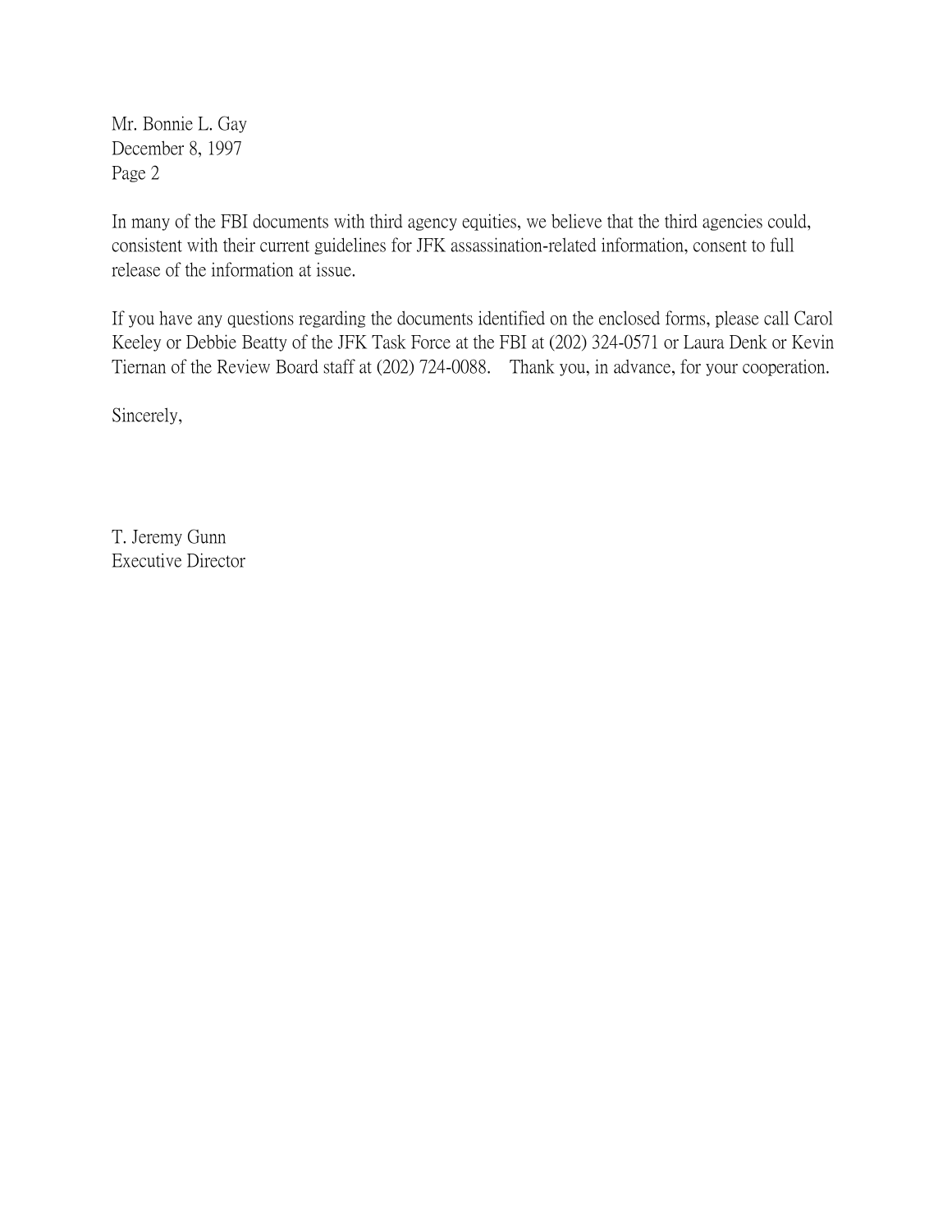Mr. Bonnie L. Gay
December 8, 1997
Page 2

In many of the FBI documents with third agency equities, we believe that the third agencies could, consistent with their current guidelines for JFK assassination-related information, consent to full release of the information at issue.

If you have any questions regarding the documents identified on the enclosed forms, please call Carol Keeley or Debbie Beatty of the JFK Task Force at the FBI at (202) 324-0571 or Laura Denk or Kevin Tiernan of the Review Board staff at (202) 724-0088. Thank you, in advance, for your cooperation.

Sincerely,

T. Jeremy Gunn
Executive Director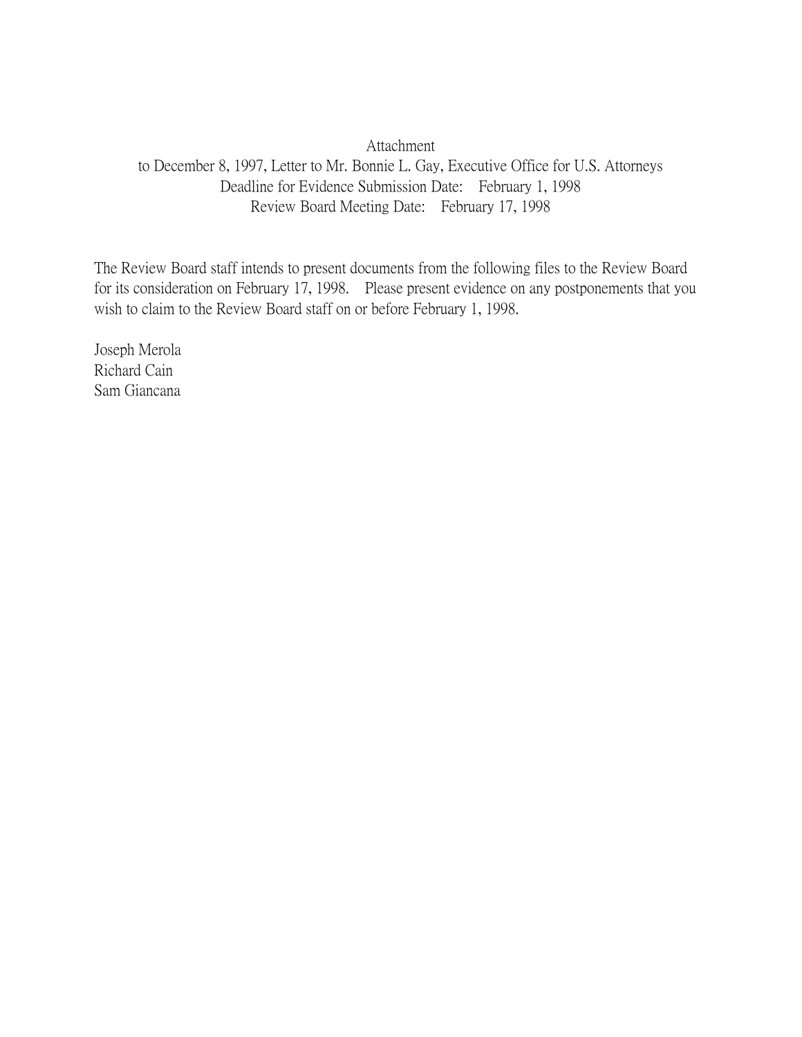Attachment

to December 8, 1997, Letter to Mr. Bonnie L. Gay, Executive Office for U.S. Attorneys

Deadline for Evidence Submission Date: February 1, 1998

Review Board Meeting Date: February 17, 1998

The Review Board staff intends to present documents from the following files to the Review Board for its consideration on February 17, 1998. Please present evidence on any postponements that you wish to claim to the Review Board staff on or before February 1, 1998.

Joseph Merola
Richard Cain
Sam Giancana